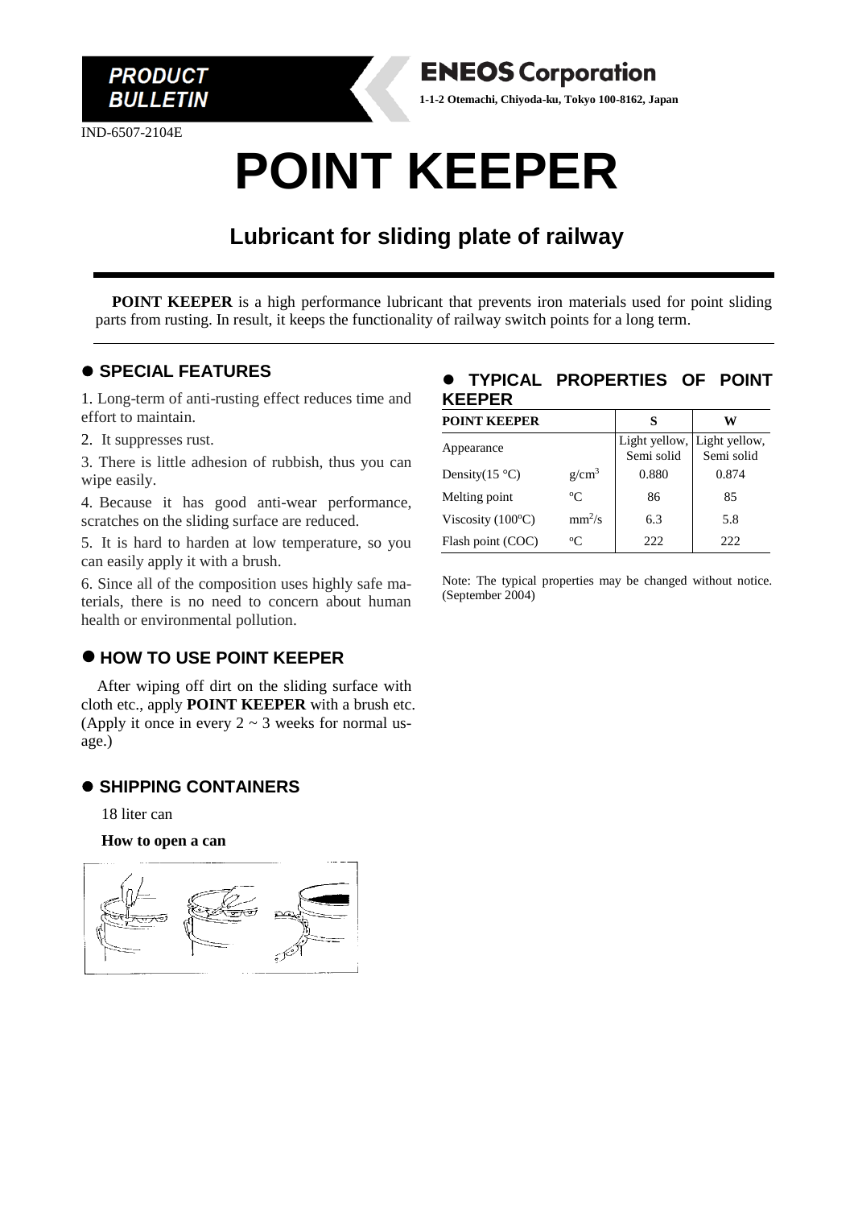PRODUCT BULLETIN

**ENEOS Corporation**

**1-1-2 Otemachi, Chiyoda-ku, Tokyo 100-8162, Japan**

IND-6507-2104E

# POINT KEEPER

## Lubricant for sliding plate of railway

**POINT KEEPER** is a high performance lubricant that prevents iron materials used for point sliding parts from rusting. In result, it keeps the functionality of railway switch points for a long term.

### ● SPECIAL FEATURES

1. Long-term of anti-rusting effect reduces time and effort to maintain.
2. It suppresses rust.
3. There is little adhesion of rubbish, thus you can wipe easily.
4. Because it has good anti-wear performance, scratches on the sliding surface are reduced.
5. It is hard to harden at low temperature, so you can easily apply it with a brush.
6. Since all of the composition uses highly safe materials, there is no need to concern about human health or environmental pollution.

### ● HOW TO USE POINT KEEPER

After wiping off dirt on the sliding surface with cloth etc., apply **POINT KEEPER** with a brush etc. (Apply it once in every 2 ~ 3 weeks for normal usage.)

### ● SHIPPING CONTAINERS

18 liter can

**How to open a can**

### ● TYPICAL PROPERTIES OF POINT KEEPER

| POINT KEEPER | | S | W |
|---|---|---|---|
| Appearance | | Light yellow, Semi solid | Light yellow, Semi solid |
| Density(15 °C) | $g/cm^3$ | 0.880 | 0.874 |
| Melting point | ºC | 86 | 85 |
| Viscosity (100ºC) | $mm^2/s$ | 6.3 | 5.8 |
| Flash point (COC) | ºC | 222 | 222 |

Note: The typical properties may be changed without notice. (September 2004)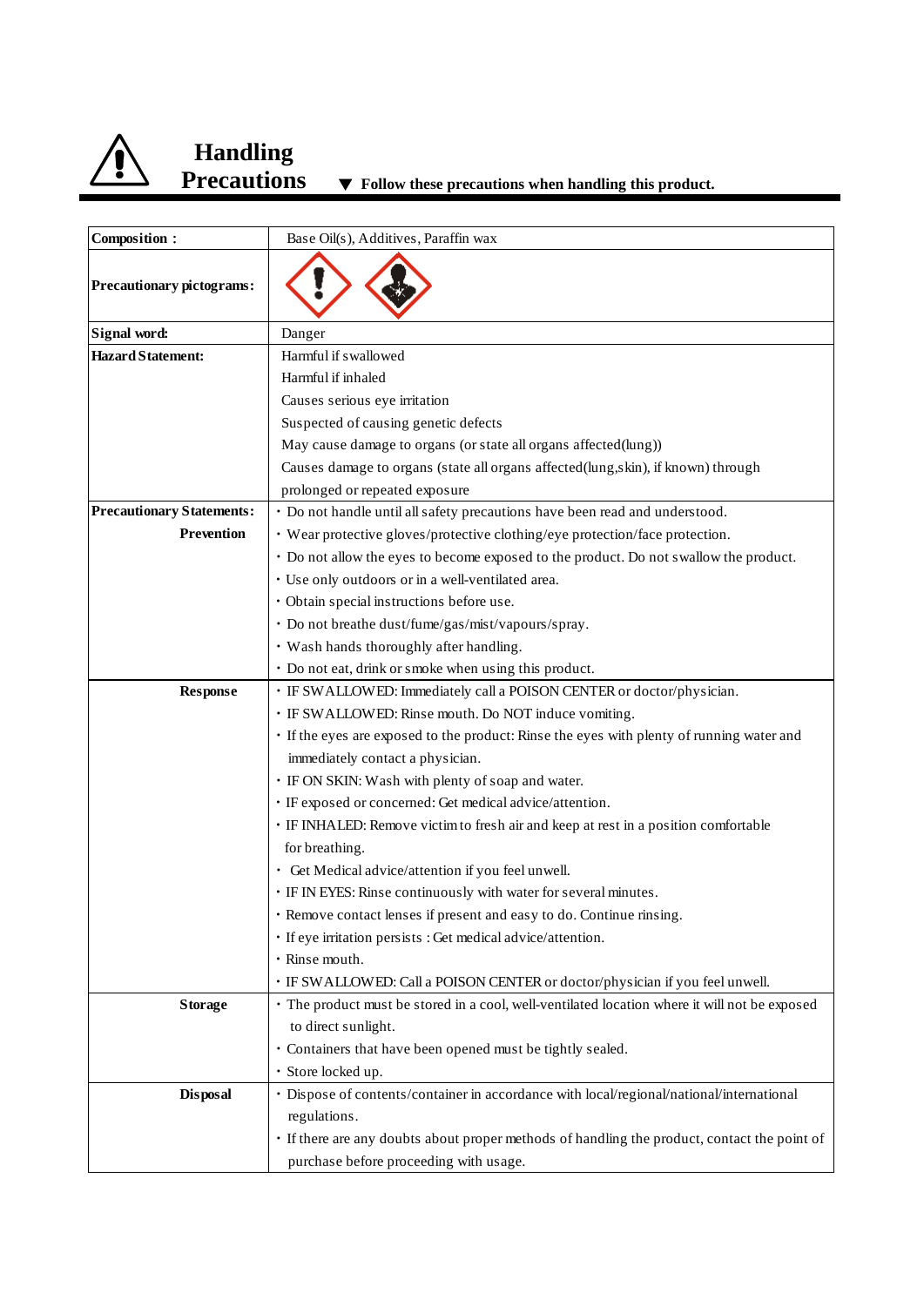# Handling Precautions

▼ **Follow these precautions when handling this product.**

| | |
|---|---|
| **Composition：** | Base Oil(s), Additives, Paraffin wax |
| **Precautionary pictograms:** | |
| **Signal word:** | Danger |
| **Hazard Statement:** | Harmful if swallowed<br>Harmful if inhaled<br>Causes serious eye irritation<br>Suspected of causing genetic defects<br>May cause damage to organs (or state all organs affected(lung))<br>Causes damage to organs (state all organs affected(lung,skin), if known) through prolonged or repeated exposure |
| **Precautionary Statements:**<br>**Prevention** | ・Do not handle until all safety precautions have been read and understood.<br>・Wear protective gloves/protective clothing/eye protection/face protection.<br>・Do not allow the eyes to become exposed to the product. Do not swallow the product.<br>・Use only outdoors or in a well-ventilated area.<br>・Obtain special instructions before use.<br>・Do not breathe dust/fume/gas/mist/vapours/spray.<br>・Wash hands thoroughly after handling.<br>・Do not eat, drink or smoke when using this product. |
| **Response** | ・IF SWALLOWED: Immediately call a POISON CENTER or doctor/physician.<br>・IF SWALLOWED: Rinse mouth. Do NOT induce vomiting.<br>・If the eyes are exposed to the product: Rinse the eyes with plenty of running water and immediately contact a physician.<br>・IF ON SKIN: Wash with plenty of soap and water.<br>・IF exposed or concerned: Get medical advice/attention.<br>・IF INHALED: Remove victim to fresh air and keep at rest in a position comfortable for breathing.<br>・ Get Medical advice/attention if you feel unwell.<br>・IF IN EYES: Rinse continuously with water for several minutes.<br>・Remove contact lenses if present and easy to do. Continue rinsing.<br>・If eye irritation persists : Get medical advice/attention.<br>・Rinse mouth.<br>・IF SWALLOWED: Call a POISON CENTER or doctor/physician if you feel unwell. |
| **Storage** | ・The product must be stored in a cool, well-ventilated location where it will not be exposed to direct sunlight.<br>・Containers that have been opened must be tightly sealed.<br>・Store locked up. |
| **Disposal** | ・Dispose of contents/container in accordance with local/regional/national/international regulations.<br>・If there are any doubts about proper methods of handling the product, contact the point of purchase before proceeding with usage. |